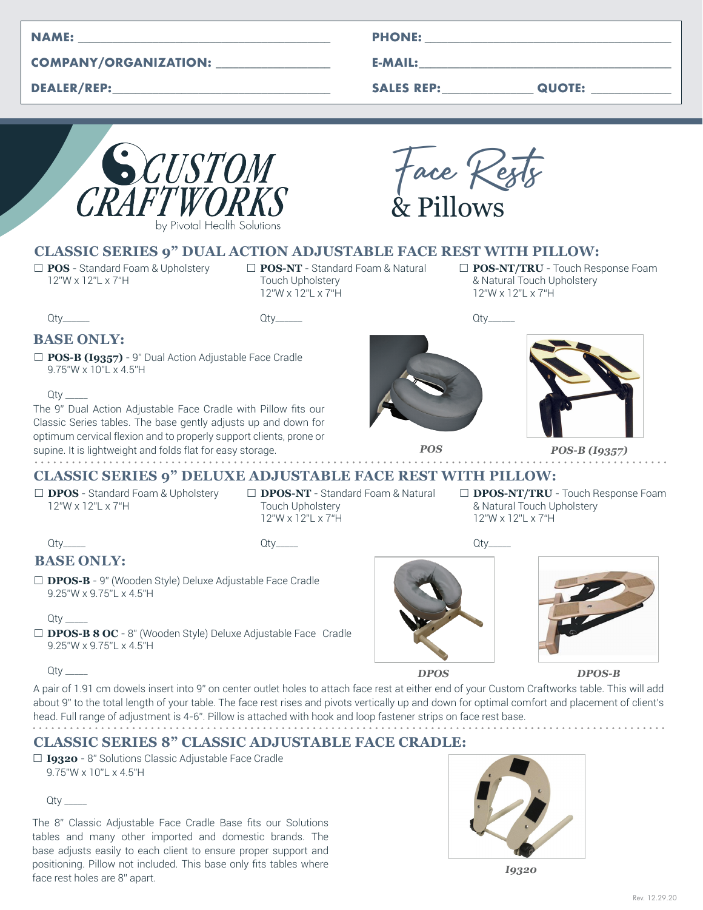NAME: ______________________________ PHONE: ______________________________

COMPANY/ORGANIZATION: ______________ E-MAIL: ______________________________

DEALER/REP: ________________________ SALES REP: ____________ QUOTE: ____________

CUSTOM CRAFTWORKS

by Pivotal Health Solutions

# Face Rests & Pillows

## CLASSIC SERIES 9" DUAL ACTION ADJUSTABLE FACE REST WITH PILLOW:

☐ **POS** - Standard Foam & Upholstery
12"W x 12"L x 7"H

Qty_____

☐ **POS-NT** - Standard Foam & Natural Touch Upholstery
12"W x 12"L x 7"H

Qty_____

☐ **POS-NT/TRU** - Touch Response Foam & Natural Touch Upholstery
12"W x 12"L x 7"H

Qty_____

### BASE ONLY:

☐ **POS-B (I9357)** - 9" Dual Action Adjustable Face Cradle
9.75"W x 10"L x 4.5"H

Qty _____

The 9" Dual Action Adjustable Face Cradle with Pillow fits our Classic Series tables. The base gently adjusts up and down for optimum cervical flexion and to properly support clients, prone or supine. It is lightweight and folds flat for easy storage.

*POS*

*POS-B (I9357)*

## CLASSIC SERIES 9" DELUXE ADJUSTABLE FACE REST WITH PILLOW:

☐ **DPOS** - Standard Foam & Upholstery
12"W x 12"L x 7"H

Qty_____

☐ **DPOS-NT** - Standard Foam & Natural Touch Upholstery
12"W x 12"L x 7"H

Qty_____

☐ **DPOS-NT/TRU** - Touch Response Foam & Natural Touch Upholstery
12"W x 12"L x 7"H

Qty_____

### BASE ONLY:

☐ **DPOS-B** - 9" (Wooden Style) Deluxe Adjustable Face Cradle
9.25"W x 9.75"L x 4.5"H

Qty _____

☐ **DPOS-B 8 OC** - 8" (Wooden Style) Deluxe Adjustable Face Cradle
9.25"W x 9.75"L x 4.5"H

Qty _____

*DPOS*

*DPOS-B*

A pair of 1.91 cm dowels insert into 9" on center outlet holes to attach face rest at either end of your Custom Craftworks table. This will add about 9" to the total length of your table. The face rest rises and pivots vertically up and down for optimal comfort and placement of client's head. Full range of adjustment is 4-6". Pillow is attached with hook and loop fastener strips on face rest base.

## CLASSIC SERIES 8" CLASSIC ADJUSTABLE FACE CRADLE:

☐ **I9320** - 8" Solutions Classic Adjustable Face Cradle
9.75"W x 10"L x 4.5"H

Qty _____

The 8" Classic Adjustable Face Cradle Base fits our Solutions tables and many other imported and domestic brands. The base adjusts easily to each client to ensure proper support and positioning. Pillow not included. This base only fits tables where face rest holes are 8" apart.

*I9320*

Rev. 12.29.20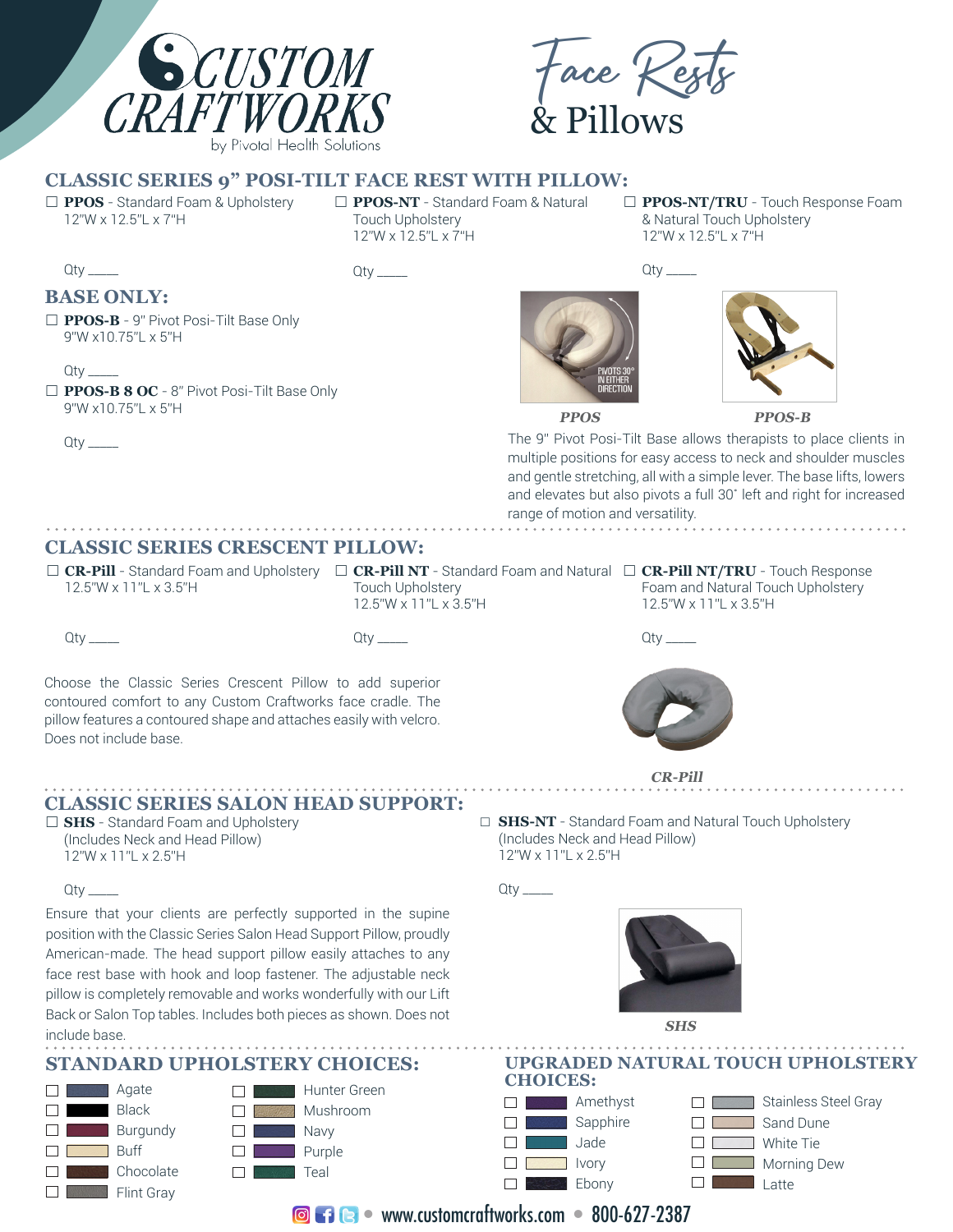# CUSTOM CRAFTWORKS

by Pivotal Health Solutions

# Face Rests & Pillows

## CLASSIC SERIES 9" POSI-TILT FACE REST WITH PILLOW:

☐ **PPOS** - Standard Foam & Upholstery
12"W x 12.5"L x 7"H

Qty ____

☐ **PPOS-NT** - Standard Foam & Natural Touch Upholstery
12"W x 12.5"L x 7"H

Qty ____

☐ **PPOS-NT/TRU** - Touch Response Foam & Natural Touch Upholstery
12"W x 12.5"L x 7"H

Qty ____

## BASE ONLY:

☐ **PPOS-B** - 9" Pivot Posi-Tilt Base Only
9"W x10.75"L x 5"H

Qty ____

☐ **PPOS-B 8 OC** - 8" Pivot Posi-Tilt Base Only
9"W x10.75"L x 5"H

Qty ____

PIVOTS 30° IN EITHER DIRECTION

*PPOS*

*PPOS-B*

The 9" Pivot Posi-Tilt Base allows therapists to place clients in multiple positions for easy access to neck and shoulder muscles and gentle stretching, all with a simple lever. The base lifts, lowers and elevates but also pivots a full 30˚ left and right for increased range of motion and versatility.

## CLASSIC SERIES CRESCENT PILLOW:

☐ **CR-Pill** - Standard Foam and Upholstery
12.5"W x 11"L x 3.5"H

Qty ____

☐ **CR-Pill NT** - Standard Foam and Natural Touch Upholstery
12.5"W x 11"L x 3.5"H

Qty ____

☐ **CR-Pill NT/TRU** - Touch Response Foam and Natural Touch Upholstery
12.5"W x 11"L x 3.5"H

Qty ____

Choose the Classic Series Crescent Pillow to add superior contoured comfort to any Custom Craftworks face cradle. The pillow features a contoured shape and attaches easily with velcro. Does not include base.

*CR-Pill*

## CLASSIC SERIES SALON HEAD SUPPORT:

☐ **SHS** - Standard Foam and Upholstery
(Includes Neck and Head Pillow)
12"W x 11"L x 2.5"H

Qty ____

☐ **SHS-NT** - Standard Foam and Natural Touch Upholstery
(Includes Neck and Head Pillow)
12"W x 11"L x 2.5"H

Qty ____

Ensure that your clients are perfectly supported in the supine position with the Classic Series Salon Head Support Pillow, proudly American-made. The head support pillow easily attaches to any face rest base with hook and loop fastener. The adjustable neck pillow is completely removable and works wonderfully with our Lift Back or Salon Top tables. Includes both pieces as shown. Does not include base.

*SHS*

## STANDARD UPHOLSTERY CHOICES:

☐ Agate
☐ Black
☐ Burgundy
☐ Buff
☐ Chocolate
☐ Flint Gray
☐ Hunter Green
☐ Mushroom
☐ Navy
☐ Purple
☐ Teal

## UPGRADED NATURAL TOUCH UPHOLSTERY CHOICES:

☐ Amethyst
☐ Sapphire
☐ Jade
☐ Ivory
☐ Ebony
☐ Stainless Steel Gray
☐ Sand Dune
☐ White Tie
☐ Morning Dew
☐ Latte

www.customcraftworks.com • 800-627-2387